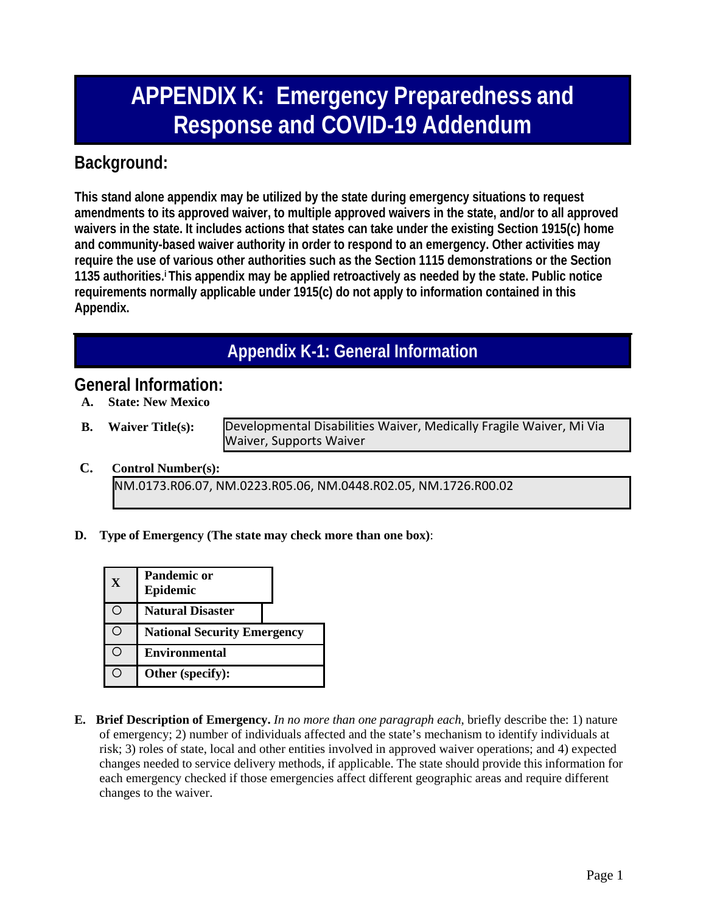# APPENDIX K: Emergency Preparedness and Response and COVID-19 Addendum

## Background:

**This stand alone appendix may be utilized by the state during emergency situations to request amendments to its approved waiver, to multiple approved waivers in the state, and/or to all approved waivers in the state. It includes actions that states can take under the existing Section 1915(c) home and community-based waiver authority in order to respond to an emergency. Other activities may require the use of various other authorities such as the Section 1115 demonstrations or the Section 1135 authorities.[i] This appendix may be applied retroactively as needed by the state. Public notice requirements normally applicable under 1915(c) do not apply to information contained in this Appendix.**

## Appendix K-1: General Information

## General Information:

**A. State: New Mexico**

**B. Waiver Title(s):** Developmental Disabilities Waiver, Medically Fragile Waiver, Mi Via Waiver, Supports Waiver

**C. Control Number(s):**

NM.0173.R06.07, NM.0223.R05.06, NM.0448.R02.05, NM.1726.R00.02

**D. Type of Emergency (The state may check more than one box)**:

| | |
|---|---|
| X | **Pandemic or Epidemic** |
| ○ | **Natural Disaster** |
| ○ | **National Security Emergency** |
| ○ | **Environmental** |
| ○ | **Other (specify):** |

**E. Brief Description of Emergency.** *In no more than one paragraph each*, briefly describe the: 1) nature of emergency; 2) number of individuals affected and the state's mechanism to identify individuals at risk; 3) roles of state, local and other entities involved in approved waiver operations; and 4) expected changes needed to service delivery methods, if applicable. The state should provide this information for each emergency checked if those emergencies affect different geographic areas and require different changes to the waiver.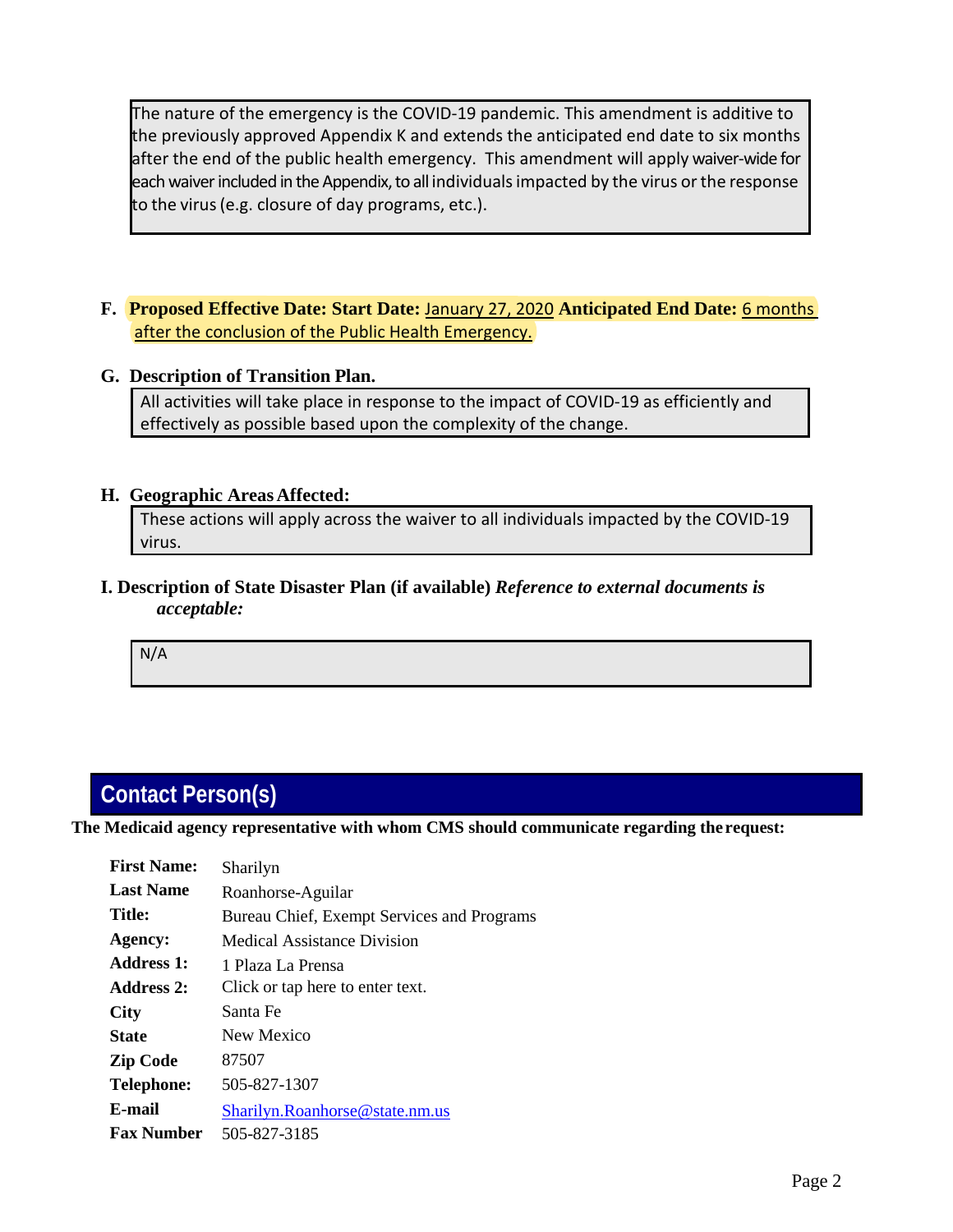The nature of the emergency is the COVID-19 pandemic. This amendment is additive to the previously approved Appendix K and extends the anticipated end date to six months after the end of the public health emergency. This amendment will apply waiver-wide for each waiver included in the Appendix, to all individuals impacted by the virus or the response to the virus (e.g. closure of day programs, etc.).

**F. Proposed Effective Date: Start Date:** January 27, 2020 **Anticipated End Date:** 6 months after the conclusion of the Public Health Emergency.

**G. Description of Transition Plan.**

All activities will take place in response to the impact of COVID-19 as efficiently and effectively as possible based upon the complexity of the change.

**H. Geographic Areas Affected:**

These actions will apply across the waiver to all individuals impacted by the COVID-19 virus.

**I. Description of State Disaster Plan (if available)** ***Reference to external documents is acceptable:***

N/A

## Contact Person(s)

**The Medicaid agency representative with whom CMS should communicate regarding the request:**

| | |
|---|---|
| **First Name:** | Sharilyn |
| **Last Name** | Roanhorse-Aguilar |
| **Title:** | Bureau Chief, Exempt Services and Programs |
| **Agency:** | Medical Assistance Division |
| **Address 1:** | 1 Plaza La Prensa |
| **Address 2:** | Click or tap here to enter text. |
| **City** | Santa Fe |
| **State** | New Mexico |
| **Zip Code** | 87507 |
| **Telephone:** | 505-827-1307 |
| **E-mail** | Sharilyn.Roanhorse@state.nm.us |
| **Fax Number** | 505-827-3185 |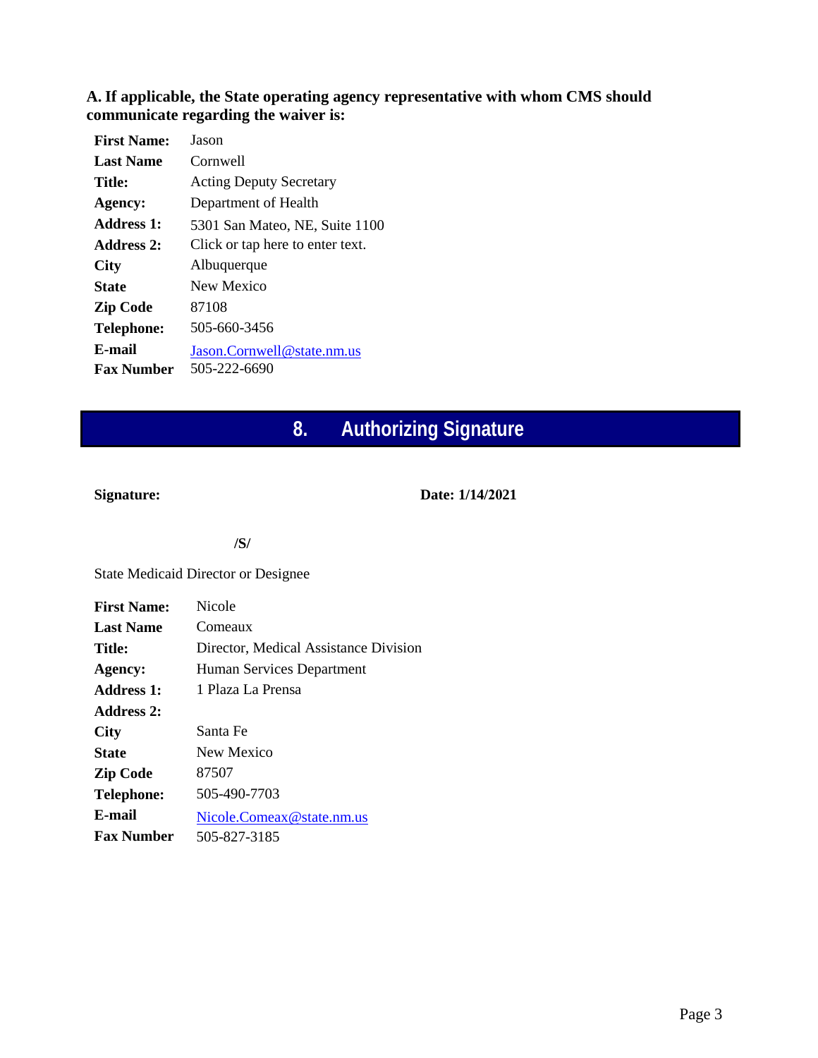**A. If applicable, the State operating agency representative with whom CMS should communicate regarding the waiver is:**

| | |
|---|---|
| **First Name:** | Jason |
| **Last Name** | Cornwell |
| **Title:** | Acting Deputy Secretary |
| **Agency:** | Department of Health |
| **Address 1:** | 5301 San Mateo, NE, Suite 1100 |
| **Address 2:** | Click or tap here to enter text. |
| **City** | Albuquerque |
| **State** | New Mexico |
| **Zip Code** | 87108 |
| **Telephone:** | 505-660-3456 |
| **E-mail** | Jason.Cornwell@state.nm.us |
| **Fax Number** | 505-222-6690 |

# 8. Authorizing Signature

**Signature:** **Date: 1/14/2021**

**/S/**

State Medicaid Director or Designee

| | |
|---|---|
| **First Name:** | Nicole |
| **Last Name** | Comeaux |
| **Title:** | Director, Medical Assistance Division |
| **Agency:** | Human Services Department |
| **Address 1:** | 1 Plaza La Prensa |
| **Address 2:** | |
| **City** | Santa Fe |
| **State** | New Mexico |
| **Zip Code** | 87507 |
| **Telephone:** | 505-490-7703 |
| **E-mail** | Nicole.Comeax@state.nm.us |
| **Fax Number** | 505-827-3185 |